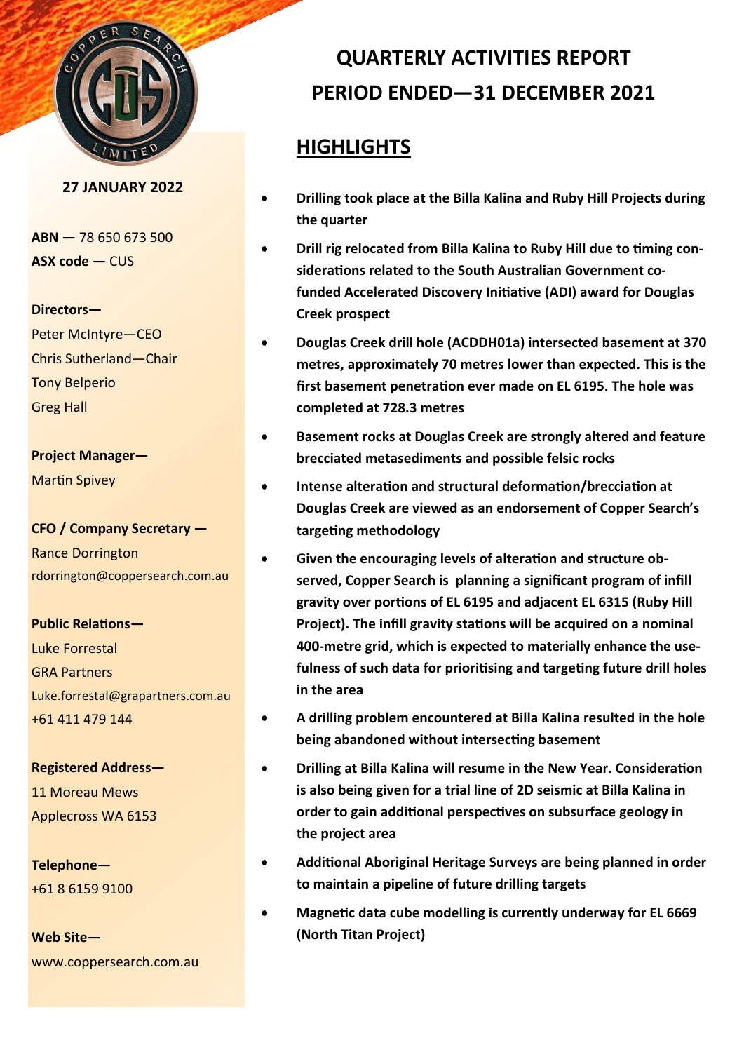# QUARTERLY ACTIVITIES REPORT
# PERIOD ENDED—31 DECEMBER 2021

**27 JANUARY 2022**

**ABN —** 78 650 673 500
**ASX code —** CUS

**Directors—**
Peter McIntyre—CEO
Chris Sutherland—Chair
Tony Belperio
Greg Hall

**Project Manager—**
Martin Spivey

**CFO / Company Secretary —**
Rance Dorrington
rdorrington@coppersearch.com.au

**Public Relations—**
Luke Forrestal
GRA Partners
Luke.forrestal@grapartners.com.au
+61 411 479 144

**Registered Address—**
11 Moreau Mews
Applecross WA 6153

**Telephone—**
+61 8 6159 9100

**Web Site—**
www.coppersearch.com.au

## HIGHLIGHTS

- **Drilling took place at the Billa Kalina and Ruby Hill Projects during the quarter**
- **Drill rig relocated from Billa Kalina to Ruby Hill due to timing considerations related to the South Australian Government co-funded Accelerated Discovery Initiative (ADI) award for Douglas Creek prospect**
- **Douglas Creek drill hole (ACDDH01a) intersected basement at 370 metres, approximately 70 metres lower than expected. This is the first basement penetration ever made on EL 6195. The hole was completed at 728.3 metres**
- **Basement rocks at Douglas Creek are strongly altered and feature brecciated metasediments and possible felsic rocks**
- **Intense alteration and structural deformation/brecciation at Douglas Creek are viewed as an endorsement of Copper Search's targeting methodology**
- **Given the encouraging levels of alteration and structure observed, Copper Search is planning a significant program of infill gravity over portions of EL 6195 and adjacent EL 6315 (Ruby Hill Project). The infill gravity stations will be acquired on a nominal 400-metre grid, which is expected to materially enhance the usefulness of such data for prioritising and targeting future drill holes in the area**
- **A drilling problem encountered at Billa Kalina resulted in the hole being abandoned without intersecting basement**
- **Drilling at Billa Kalina will resume in the New Year. Consideration is also being given for a trial line of 2D seismic at Billa Kalina in order to gain additional perspectives on subsurface geology in the project area**
- **Additional Aboriginal Heritage Surveys are being planned in order to maintain a pipeline of future drilling targets**
- **Magnetic data cube modelling is currently underway for EL 6669 (North Titan Project)**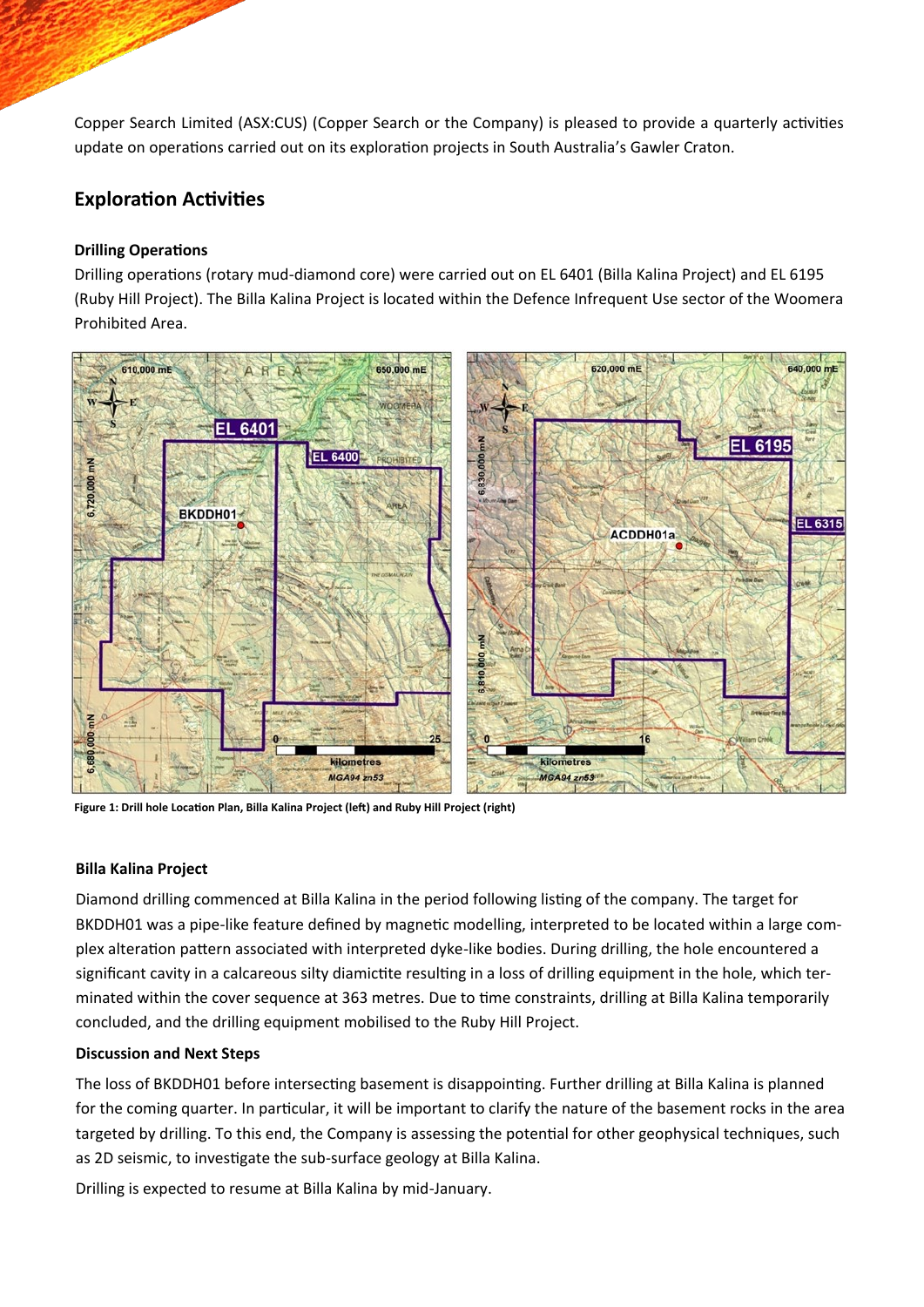Copper Search Limited (ASX:CUS) (Copper Search or the Company) is pleased to provide a quarterly activities update on operations carried out on its exploration projects in South Australia's Gawler Craton.

## Exploration Activities

### Drilling Operations

Drilling operations (rotary mud-diamond core) were carried out on EL 6401 (Billa Kalina Project) and EL 6195 (Ruby Hill Project). The Billa Kalina Project is located within the Defence Infrequent Use sector of the Woomera Prohibited Area.

**Figure 1: Drill hole Location Plan, Billa Kalina Project (left) and Ruby Hill Project (right)**

### Billa Kalina Project

Diamond drilling commenced at Billa Kalina in the period following listing of the company. The target for BKDDH01 was a pipe-like feature defined by magnetic modelling, interpreted to be located within a large complex alteration pattern associated with interpreted dyke-like bodies. During drilling, the hole encountered a significant cavity in a calcareous silty diamictite resulting in a loss of drilling equipment in the hole, which terminated within the cover sequence at 363 metres. Due to time constraints, drilling at Billa Kalina temporarily concluded, and the drilling equipment mobilised to the Ruby Hill Project.

### Discussion and Next Steps

The loss of BKDDH01 before intersecting basement is disappointing. Further drilling at Billa Kalina is planned for the coming quarter. In particular, it will be important to clarify the nature of the basement rocks in the area targeted by drilling. To this end, the Company is assessing the potential for other geophysical techniques, such as 2D seismic, to investigate the sub-surface geology at Billa Kalina.

Drilling is expected to resume at Billa Kalina by mid-January.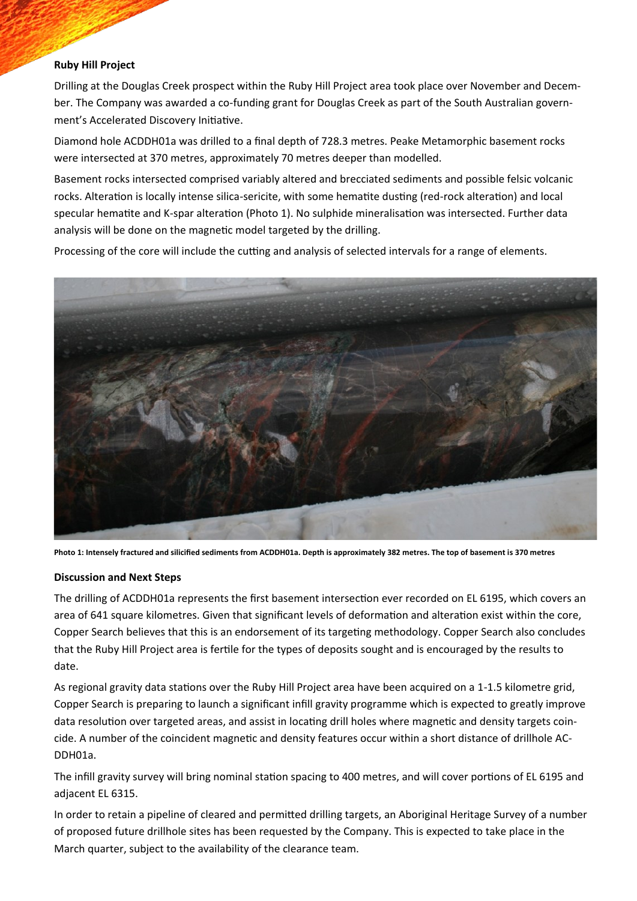**Ruby Hill Project**

Drilling at the Douglas Creek prospect within the Ruby Hill Project area took place over November and December. The Company was awarded a co-funding grant for Douglas Creek as part of the South Australian government's Accelerated Discovery Initiative.

Diamond hole ACDDH01a was drilled to a final depth of 728.3 metres. Peake Metamorphic basement rocks were intersected at 370 metres, approximately 70 metres deeper than modelled.

Basement rocks intersected comprised variably altered and brecciated sediments and possible felsic volcanic rocks. Alteration is locally intense silica-sericite, with some hematite dusting (red-rock alteration) and local specular hematite and K-spar alteration (Photo 1). No sulphide mineralisation was intersected. Further data analysis will be done on the magnetic model targeted by the drilling.

Processing of the core will include the cutting and analysis of selected intervals for a range of elements.

**Photo 1: Intensely fractured and silicified sediments from ACDDH01a. Depth is approximately 382 metres. The top of basement is 370 metres**

**Discussion and Next Steps**

The drilling of ACDDH01a represents the first basement intersection ever recorded on EL 6195, which covers an area of 641 square kilometres. Given that significant levels of deformation and alteration exist within the core, Copper Search believes that this is an endorsement of its targeting methodology. Copper Search also concludes that the Ruby Hill Project area is fertile for the types of deposits sought and is encouraged by the results to date.

As regional gravity data stations over the Ruby Hill Project area have been acquired on a 1-1.5 kilometre grid, Copper Search is preparing to launch a significant infill gravity programme which is expected to greatly improve data resolution over targeted areas, and assist in locating drill holes where magnetic and density targets coincide. A number of the coincident magnetic and density features occur within a short distance of drillhole ACDDH01a.

The infill gravity survey will bring nominal station spacing to 400 metres, and will cover portions of EL 6195 and adjacent EL 6315.

In order to retain a pipeline of cleared and permitted drilling targets, an Aboriginal Heritage Survey of a number of proposed future drillhole sites has been requested by the Company. This is expected to take place in the March quarter, subject to the availability of the clearance team.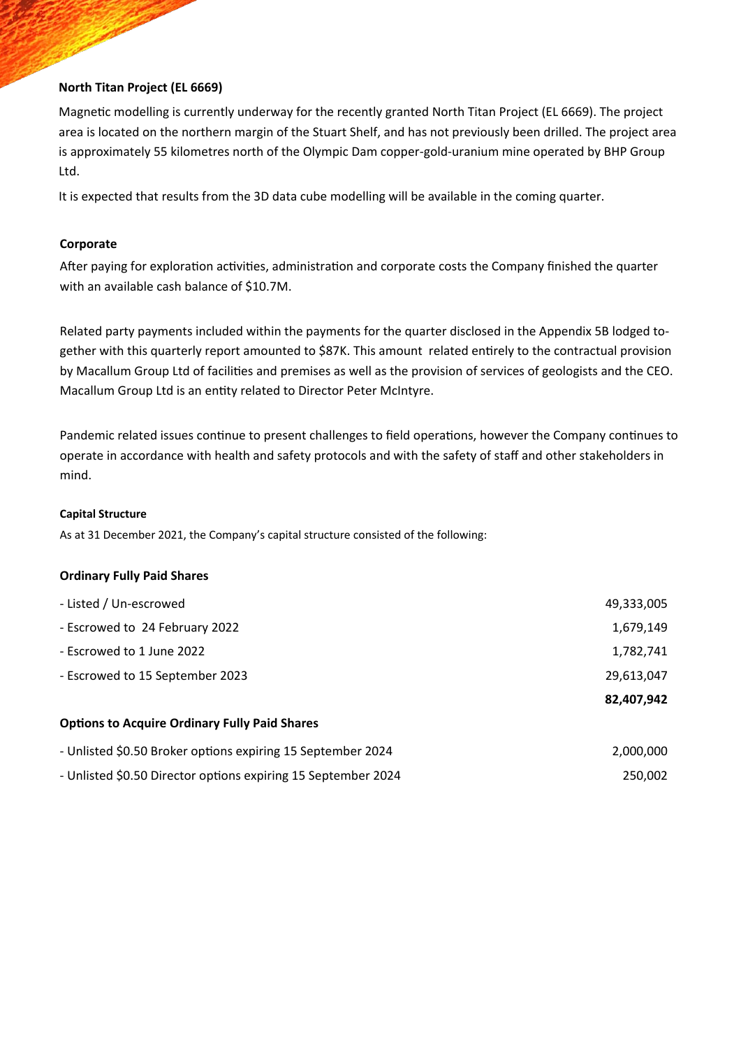### North Titan Project (EL 6669)

Magnetic modelling is currently underway for the recently granted North Titan Project (EL 6669). The project area is located on the northern margin of the Stuart Shelf, and has not previously been drilled. The project area is approximately 55 kilometres north of the Olympic Dam copper-gold-uranium mine operated by BHP Group Ltd.

It is expected that results from the 3D data cube modelling will be available in the coming quarter.

### Corporate

After paying for exploration activities, administration and corporate costs the Company finished the quarter with an available cash balance of $10.7M.

Related party payments included within the payments for the quarter disclosed in the Appendix 5B lodged together with this quarterly report amounted to $87K. This amount related entirely to the contractual provision by Macallum Group Ltd of facilities and premises as well as the provision of services of geologists and the CEO. Macallum Group Ltd is an entity related to Director Peter McIntyre.

Pandemic related issues continue to present challenges to field operations, however the Company continues to operate in accordance with health and safety protocols and with the safety of staff and other stakeholders in mind.

#### Capital Structure

As at 31 December 2021, the Company's capital structure consisted of the following:

| **Ordinary Fully Paid Shares** | |
|---|---|
| - Listed / Un-escrowed | 49,333,005 |
| - Escrowed to 24 February 2022 | 1,679,149 |
| - Escrowed to 1 June 2022 | 1,782,741 |
| - Escrowed to 15 September 2023 | 29,613,047 |
| | **82,407,942** |
| **Options to Acquire Ordinary Fully Paid Shares** | |
| - Unlisted $0.50 Broker options expiring 15 September 2024 | 2,000,000 |
| - Unlisted $0.50 Director options expiring 15 September 2024 | 250,002 |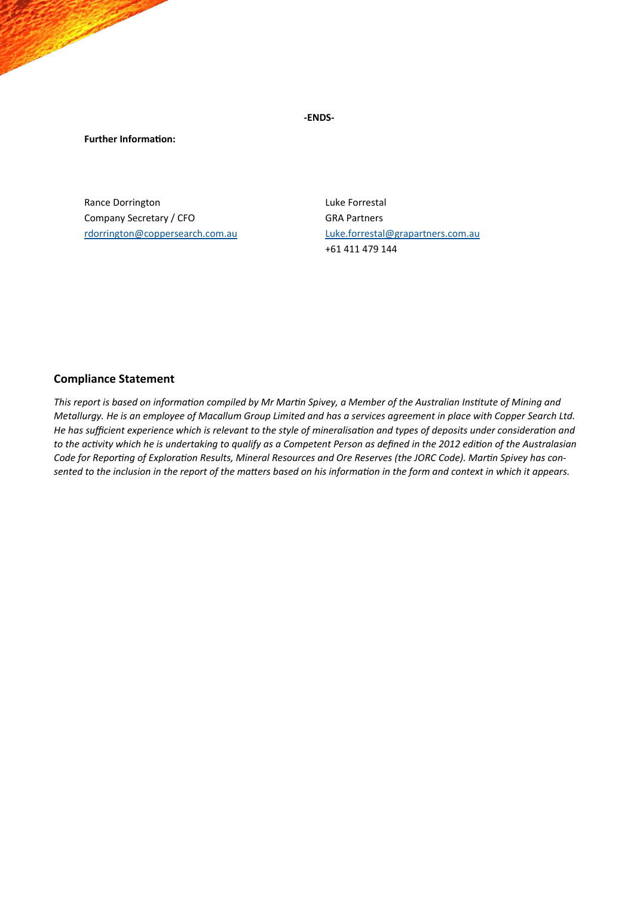**-ENDS-**

**Further Information:**

Rance Dorrington
Company Secretary / CFO
rdorrington@coppersearch.com.au

Luke Forrestal
GRA Partners
Luke.forrestal@grapartners.com.au
+61 411 479 144

## Compliance Statement

*This report is based on information compiled by Mr Martin Spivey, a Member of the Australian Institute of Mining and Metallurgy. He is an employee of Macallum Group Limited and has a services agreement in place with Copper Search Ltd. He has sufficient experience which is relevant to the style of mineralisation and types of deposits under consideration and to the activity which he is undertaking to qualify as a Competent Person as defined in the 2012 edition of the Australasian Code for Reporting of Exploration Results, Mineral Resources and Ore Reserves (the JORC Code). Martin Spivey has consented to the inclusion in the report of the matters based on his information in the form and context in which it appears.*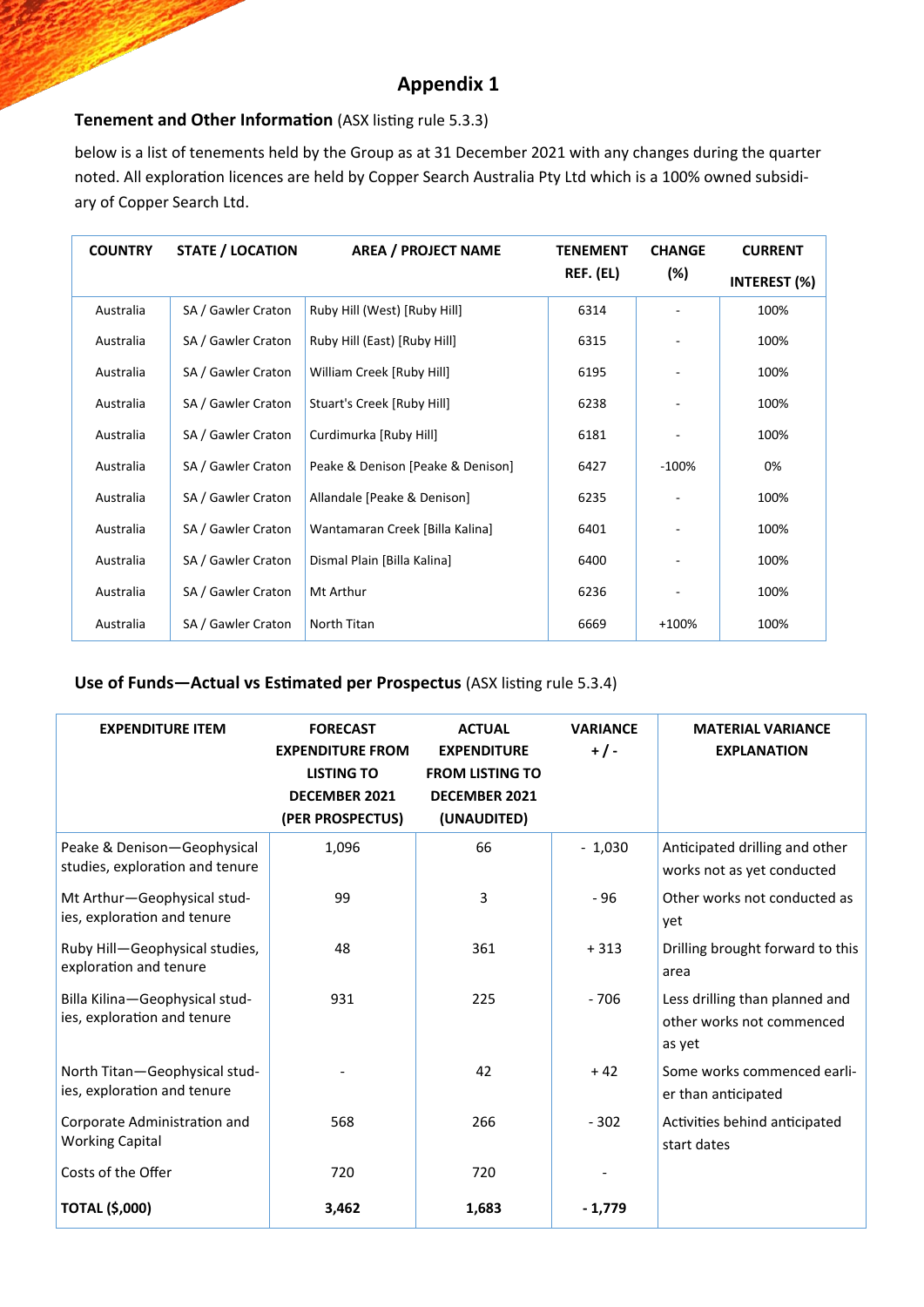# Appendix 1

**Tenement and Other Information** (ASX listing rule 5.3.3)

below is a list of tenements held by the Group as at 31 December 2021 with any changes during the quarter noted. All exploration licences are held by Copper Search Australia Pty Ltd which is a 100% owned subsidiary of Copper Search Ltd.

| COUNTRY | STATE / LOCATION | AREA / PROJECT NAME | TENEMENT REF. (EL) | CHANGE (%) | CURRENT INTEREST (%) |
|---|---|---|---|---|---|
| Australia | SA / Gawler Craton | Ruby Hill (West) [Ruby Hill] | 6314 | - | 100% |
| Australia | SA / Gawler Craton | Ruby Hill (East) [Ruby Hill] | 6315 | - | 100% |
| Australia | SA / Gawler Craton | William Creek [Ruby Hill] | 6195 | - | 100% |
| Australia | SA / Gawler Craton | Stuart's Creek [Ruby Hill] | 6238 | - | 100% |
| Australia | SA / Gawler Craton | Curdimurka [Ruby Hill] | 6181 | - | 100% |
| Australia | SA / Gawler Craton | Peake & Denison [Peake & Denison] | 6427 | -100% | 0% |
| Australia | SA / Gawler Craton | Allandale [Peake & Denison] | 6235 | - | 100% |
| Australia | SA / Gawler Craton | Wantamaran Creek [Billa Kalina] | 6401 | - | 100% |
| Australia | SA / Gawler Craton | Dismal Plain [Billa Kalina] | 6400 | - | 100% |
| Australia | SA / Gawler Craton | Mt Arthur | 6236 | - | 100% |
| Australia | SA / Gawler Craton | North Titan | 6669 | +100% | 100% |

**Use of Funds—Actual vs Estimated per Prospectus** (ASX listing rule 5.3.4)

| EXPENDITURE ITEM | FORECAST EXPENDITURE FROM LISTING TO DECEMBER 2021 (PER PROSPECTUS) | ACTUAL EXPENDITURE FROM LISTING TO DECEMBER 2021 (UNAUDITED) | VARIANCE + / - | MATERIAL VARIANCE EXPLANATION |
|---|---|---|---|---|
| Peake & Denison—Geophysical studies, exploration and tenure | 1,096 | 66 | - 1,030 | Anticipated drilling and other works not as yet conducted |
| Mt Arthur—Geophysical studies, exploration and tenure | 99 | 3 | - 96 | Other works not conducted as yet |
| Ruby Hill—Geophysical studies, exploration and tenure | 48 | 361 | + 313 | Drilling brought forward to this area |
| Billa Kilina—Geophysical studies, exploration and tenure | 931 | 225 | - 706 | Less drilling than planned and other works not commenced as yet |
| North Titan—Geophysical studies, exploration and tenure | - | 42 | + 42 | Some works commenced earlier than anticipated |
| Corporate Administration and Working Capital | 568 | 266 | - 302 | Activities behind anticipated start dates |
| Costs of the Offer | 720 | 720 | - | |
| **TOTAL ($,000)** | **3,462** | **1,683** | **- 1,779** | |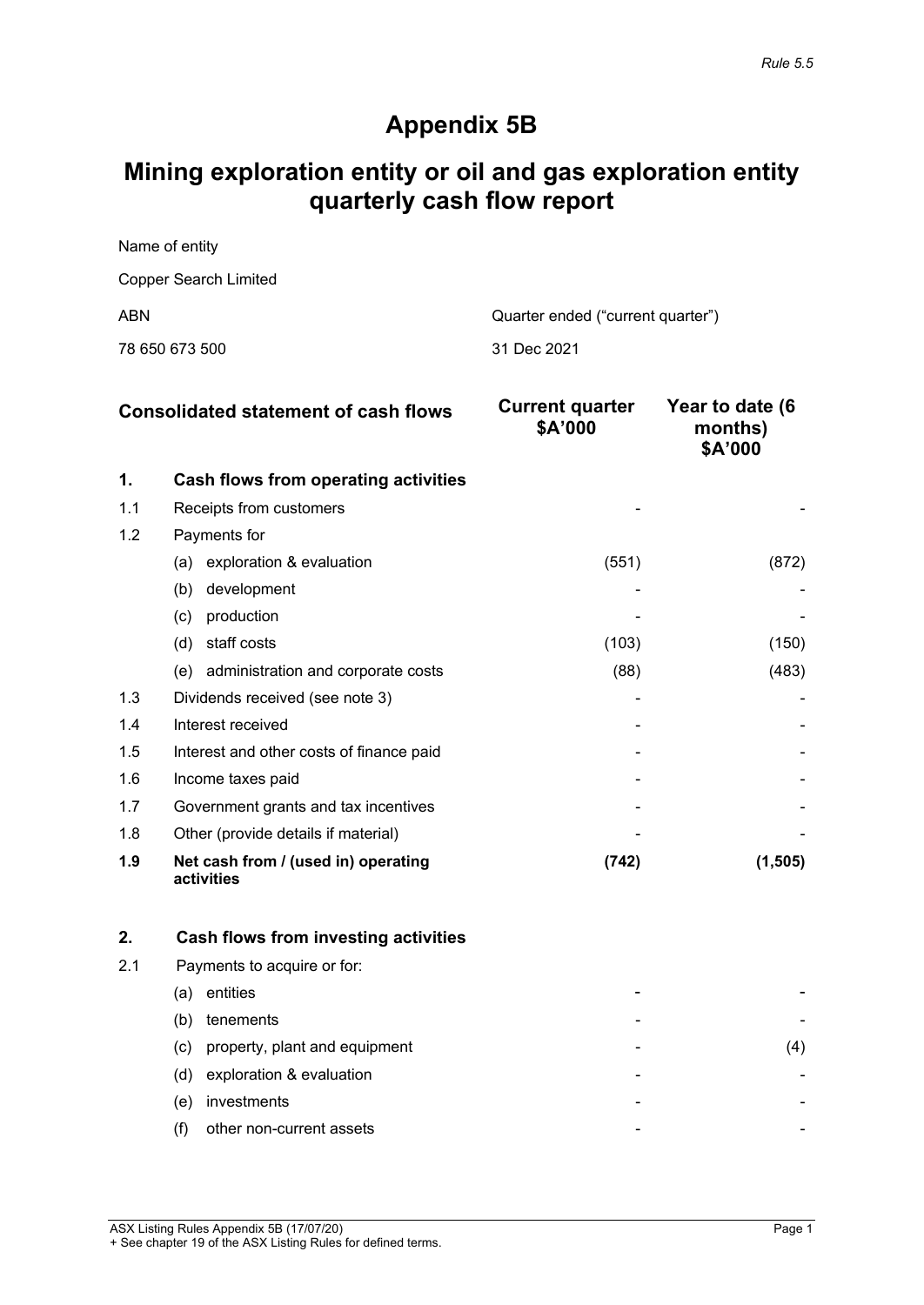*Rule 5.5*

# Appendix 5B

# Mining exploration entity or oil and gas exploration entity quarterly cash flow report

Name of entity

Copper Search Limited

| ABN | Quarter ended ("current quarter") |
|---|---|
| 78 650 673 500 | 31 Dec 2021 |

| | Consolidated statement of cash flows | Current quarter $A'000 | Year to date (6 months) $A'000 |
|---|---|---|---|
| **1.** | **Cash flows from operating activities** | | |
| 1.1 | Receipts from customers | - | - |
| 1.2 | Payments for | | |
| | (a) exploration & evaluation | (551) | (872) |
| | (b) development | - | - |
| | (c) production | - | - |
| | (d) staff costs | (103) | (150) |
| | (e) administration and corporate costs | (88) | (483) |
| 1.3 | Dividends received (see note 3) | - | - |
| 1.4 | Interest received | - | - |
| 1.5 | Interest and other costs of finance paid | - | - |
| 1.6 | Income taxes paid | - | - |
| 1.7 | Government grants and tax incentives | - | - |
| 1.8 | Other (provide details if material) | - | - |
| **1.9** | **Net cash from / (used in) operating activities** | **(742)** | **(1,505)** |
| | | | |
| **2.** | **Cash flows from investing activities** | | |
| 2.1 | Payments to acquire or for: | | |
| | (a) entities | - | - |
| | (b) tenements | - | - |
| | (c) property, plant and equipment | - | (4) |
| | (d) exploration & evaluation | - | - |
| | (e) investments | - | - |
| | (f) other non-current assets | - | - |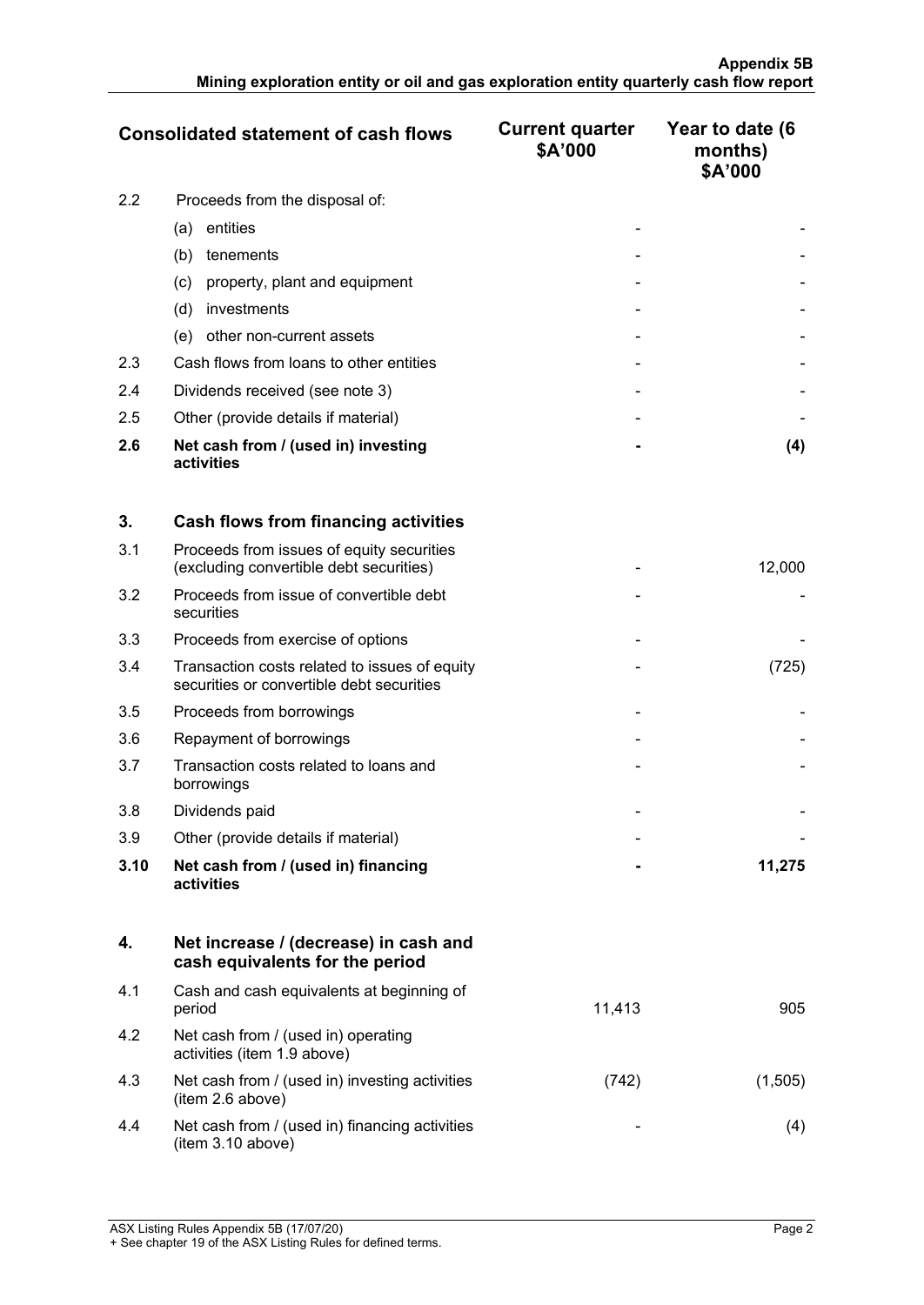| Consolidated statement of cash flows | | Current quarter $A'000 | Year to date (6 months) $A'000 |
|---|---|---|---|
| 2.2 | Proceeds from the disposal of: | | |
| | (a) entities | - | - |
| | (b) tenements | - | - |
| | (c) property, plant and equipment | - | - |
| | (d) investments | - | - |
| | (e) other non-current assets | - | - |
| 2.3 | Cash flows from loans to other entities | - | - |
| 2.4 | Dividends received (see note 3) | - | - |
| 2.5 | Other (provide details if material) | - | - |
| **2.6** | **Net cash from / (used in) investing activities** | **-** | **(4)** |
| | | | |
| **3.** | **Cash flows from financing activities** | | |
| 3.1 | Proceeds from issues of equity securities (excluding convertible debt securities) | - | 12,000 |
| 3.2 | Proceeds from issue of convertible debt securities | - | - |
| 3.3 | Proceeds from exercise of options | - | - |
| 3.4 | Transaction costs related to issues of equity securities or convertible debt securities | - | (725) |
| 3.5 | Proceeds from borrowings | - | - |
| 3.6 | Repayment of borrowings | - | - |
| 3.7 | Transaction costs related to loans and borrowings | - | - |
| 3.8 | Dividends paid | - | - |
| 3.9 | Other (provide details if material) | - | - |
| **3.10** | **Net cash from / (used in) financing activities** | **-** | **11,275** |
| | | | |
| **4.** | **Net increase / (decrease) in cash and cash equivalents for the period** | | |
| 4.1 | Cash and cash equivalents at beginning of period | 11,413 | 905 |
| 4.2 | Net cash from / (used in) operating activities (item 1.9 above) | | |
| 4.3 | Net cash from / (used in) investing activities (item 2.6 above) | (742) | (1,505) |
| 4.4 | Net cash from / (used in) financing activities (item 3.10 above) | - | (4) |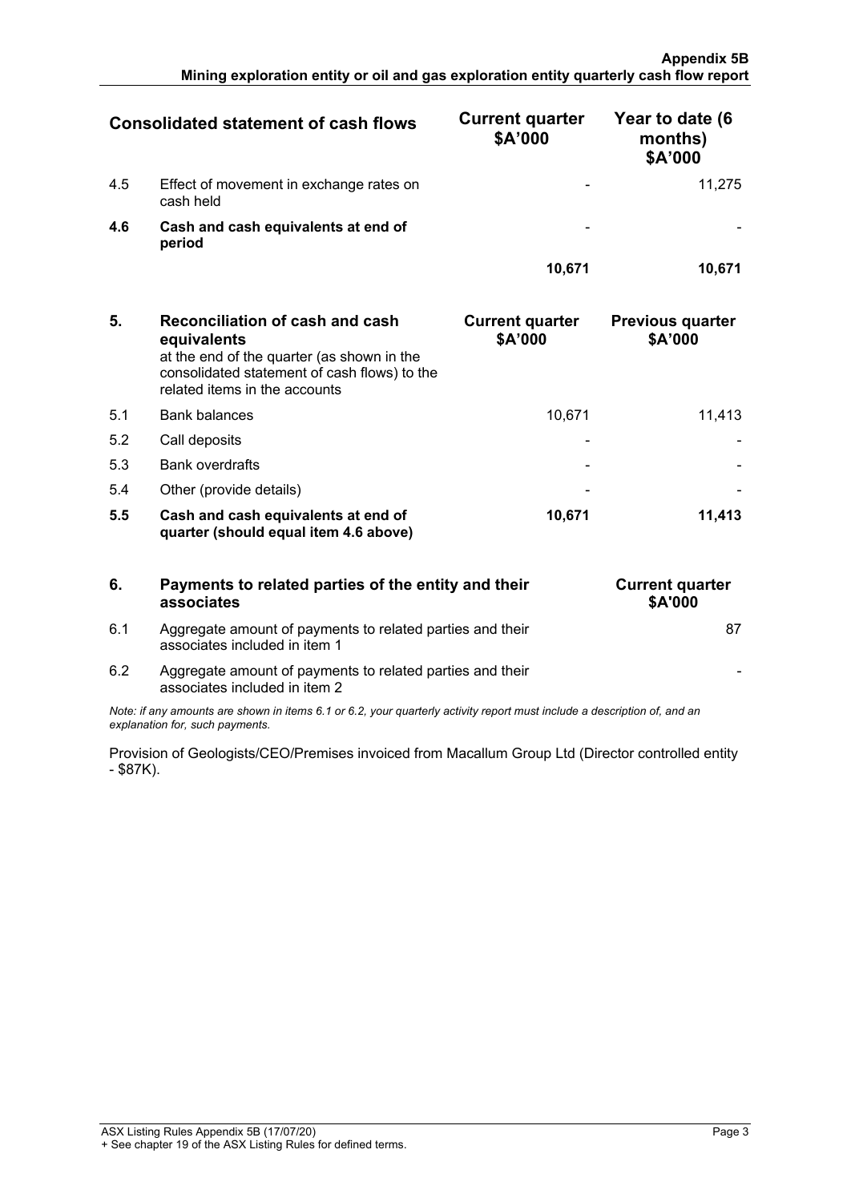| Consolidated statement of cash flows | | Current quarter \$A'000 | Year to date (6 months) \$A'000 |
|---|---|---|---|
| 4.5 | Effect of movement in exchange rates on cash held | - | 11,275 |
| **4.6** | **Cash and cash equivalents at end of period** | - | - |
| | | **10,671** | **10,671** |

| **5.** | **Reconciliation of cash and cash equivalents** at the end of the quarter (as shown in the consolidated statement of cash flows) to the related items in the accounts | **Current quarter \$A'000** | **Previous quarter \$A'000** |
|---|---|---|---|
| 5.1 | Bank balances | 10,671 | 11,413 |
| 5.2 | Call deposits | - | - |
| 5.3 | Bank overdrafts | - | - |
| 5.4 | Other (provide details) | - | - |
| **5.5** | **Cash and cash equivalents at end of quarter (should equal item 4.6 above)** | **10,671** | **11,413** |

| **6.** | **Payments to related parties of the entity and their associates** | **Current quarter \$A'000** |
|---|---|---|
| 6.1 | Aggregate amount of payments to related parties and their associates included in item 1 | 87 |
| 6.2 | Aggregate amount of payments to related parties and their associates included in item 2 | - |

*Note: if any amounts are shown in items 6.1 or 6.2, your quarterly activity report must include a description of, and an explanation for, such payments.*

Provision of Geologists/CEO/Premises invoiced from Macallum Group Ltd (Director controlled entity - \$87K).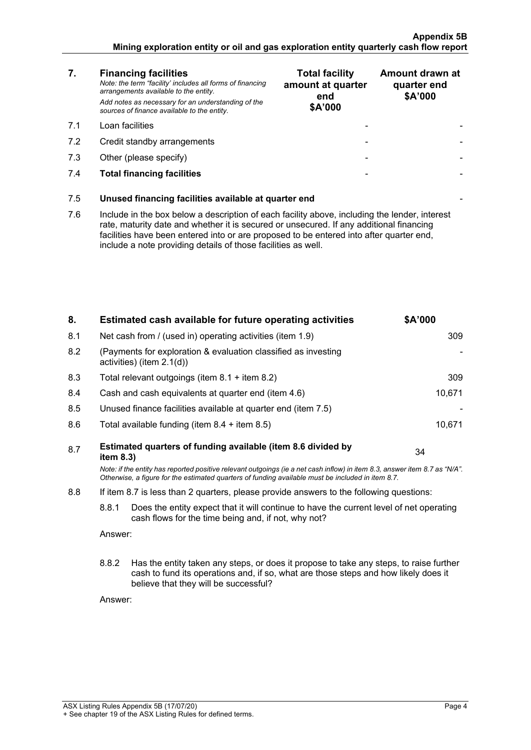| 7. | **Financing facilities**<br>*Note: the term "facility' includes all forms of financing arrangements available to the entity.*<br>*Add notes as necessary for an understanding of the sources of finance available to the entity.* | **Total facility amount at quarter end**<br>**$A'000** | **Amount drawn at quarter end**<br>**$A'000** |
|---|---|---|---|
| 7.1 | Loan facilities | - | - |
| 7.2 | Credit standby arrangements | - | - |
| 7.3 | Other (please specify) | - | - |
| 7.4 | **Total financing facilities** | - | - |

| | | |
|---|---|---|
| 7.5 | **Unused financing facilities available at quarter end** | - |

7.6 Include in the box below a description of each facility above, including the lender, interest rate, maturity date and whether it is secured or unsecured. If any additional financing facilities have been entered into or are proposed to be entered into after quarter end, include a note providing details of those facilities as well.

| 8. | **Estimated cash available for future operating activities** | **$A'000** |
|---|---|---|
| 8.1 | Net cash from / (used in) operating activities (item 1.9) | 309 |
| 8.2 | (Payments for exploration & evaluation classified as investing activities) (item 2.1(d)) | - |
| 8.3 | Total relevant outgoings (item 8.1 + item 8.2) | 309 |
| 8.4 | Cash and cash equivalents at quarter end (item 4.6) | 10,671 |
| 8.5 | Unused finance facilities available at quarter end (item 7.5) | - |
| 8.6 | Total available funding (item 8.4 + item 8.5) | 10,671 |
| 8.7 | **Estimated quarters of funding available (item 8.6 divided by item 8.3)** | 34 |

*Note: if the entity has reported positive relevant outgoings (ie a net cash inflow) in item 8.3, answer item 8.7 as "N/A". Otherwise, a figure for the estimated quarters of funding available must be included in item 8.7.*

8.8 If item 8.7 is less than 2 quarters, please provide answers to the following questions:

8.8.1 Does the entity expect that it will continue to have the current level of net operating cash flows for the time being and, if not, why not?

Answer:

8.8.2 Has the entity taken any steps, or does it propose to take any steps, to raise further cash to fund its operations and, if so, what are those steps and how likely does it believe that they will be successful?

Answer: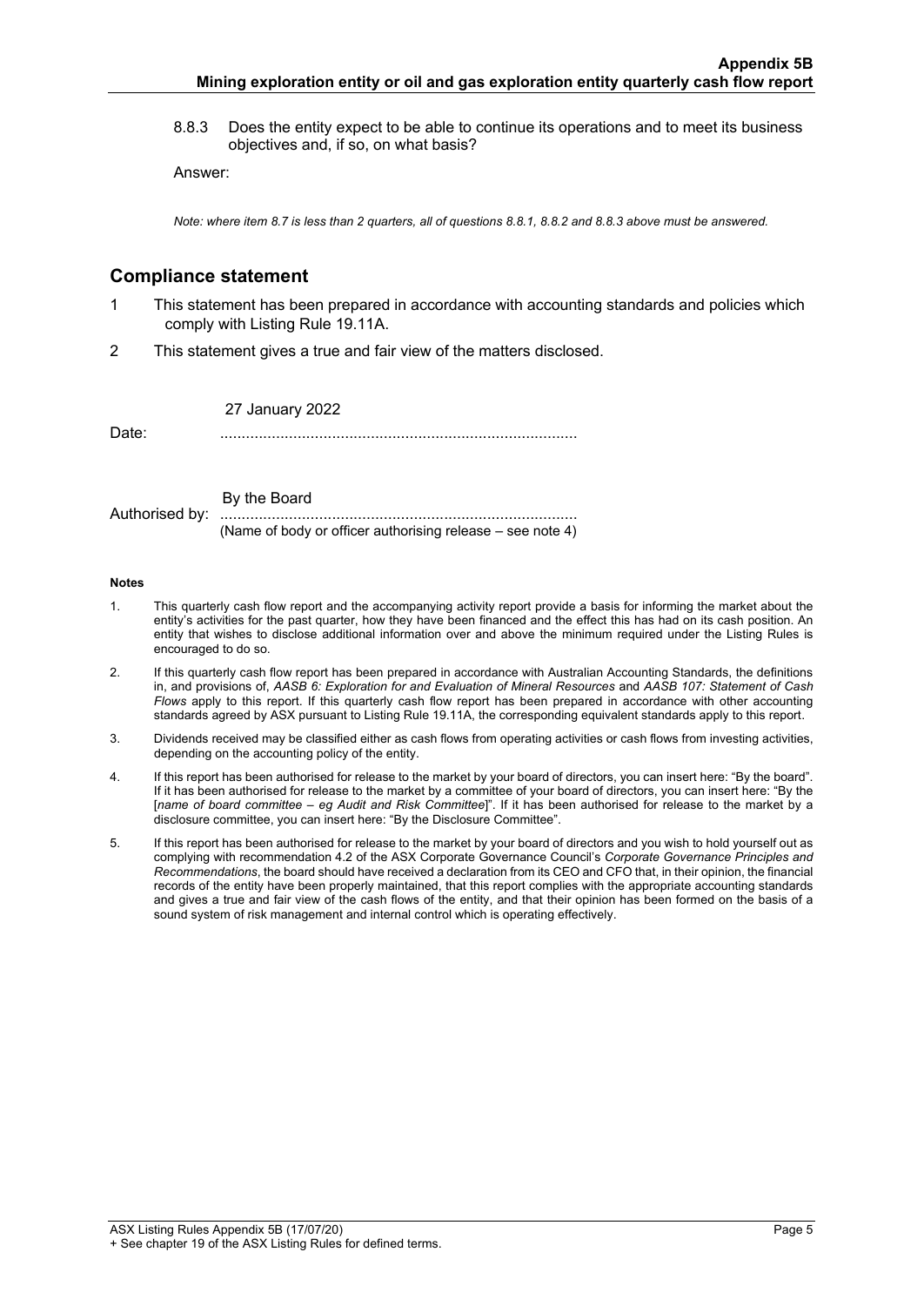8.8.3 Does the entity expect to be able to continue its operations and to meet its business objectives and, if so, on what basis?

Answer:

*Note: where item 8.7 is less than 2 quarters, all of questions 8.8.1, 8.8.2 and 8.8.3 above must be answered.*

## Compliance statement

1. This statement has been prepared in accordance with accounting standards and policies which comply with Listing Rule 19.11A.
2. This statement gives a true and fair view of the matters disclosed.

Date: 27 January 2022

Authorised by: By the Board
(Name of body or officer authorising release – see note 4)

#### Notes

1. This quarterly cash flow report and the accompanying activity report provide a basis for informing the market about the entity's activities for the past quarter, how they have been financed and the effect this has had on its cash position. An entity that wishes to disclose additional information over and above the minimum required under the Listing Rules is encouraged to do so.
2. If this quarterly cash flow report has been prepared in accordance with Australian Accounting Standards, the definitions in, and provisions of, *AASB 6: Exploration for and Evaluation of Mineral Resources* and *AASB 107: Statement of Cash Flows* apply to this report. If this quarterly cash flow report has been prepared in accordance with other accounting standards agreed by ASX pursuant to Listing Rule 19.11A, the corresponding equivalent standards apply to this report.
3. Dividends received may be classified either as cash flows from operating activities or cash flows from investing activities, depending on the accounting policy of the entity.
4. If this report has been authorised for release to the market by your board of directors, you can insert here: "By the board". If it has been authorised for release to the market by a committee of your board of directors, you can insert here: "By the [*name of board committee – eg Audit and Risk Committee*]". If it has been authorised for release to the market by a disclosure committee, you can insert here: "By the Disclosure Committee".
5. If this report has been authorised for release to the market by your board of directors and you wish to hold yourself out as complying with recommendation 4.2 of the ASX Corporate Governance Council's *Corporate Governance Principles and Recommendations*, the board should have received a declaration from its CEO and CFO that, in their opinion, the financial records of the entity have been properly maintained, that this report complies with the appropriate accounting standards and gives a true and fair view of the cash flows of the entity, and that their opinion has been formed on the basis of a sound system of risk management and internal control which is operating effectively.